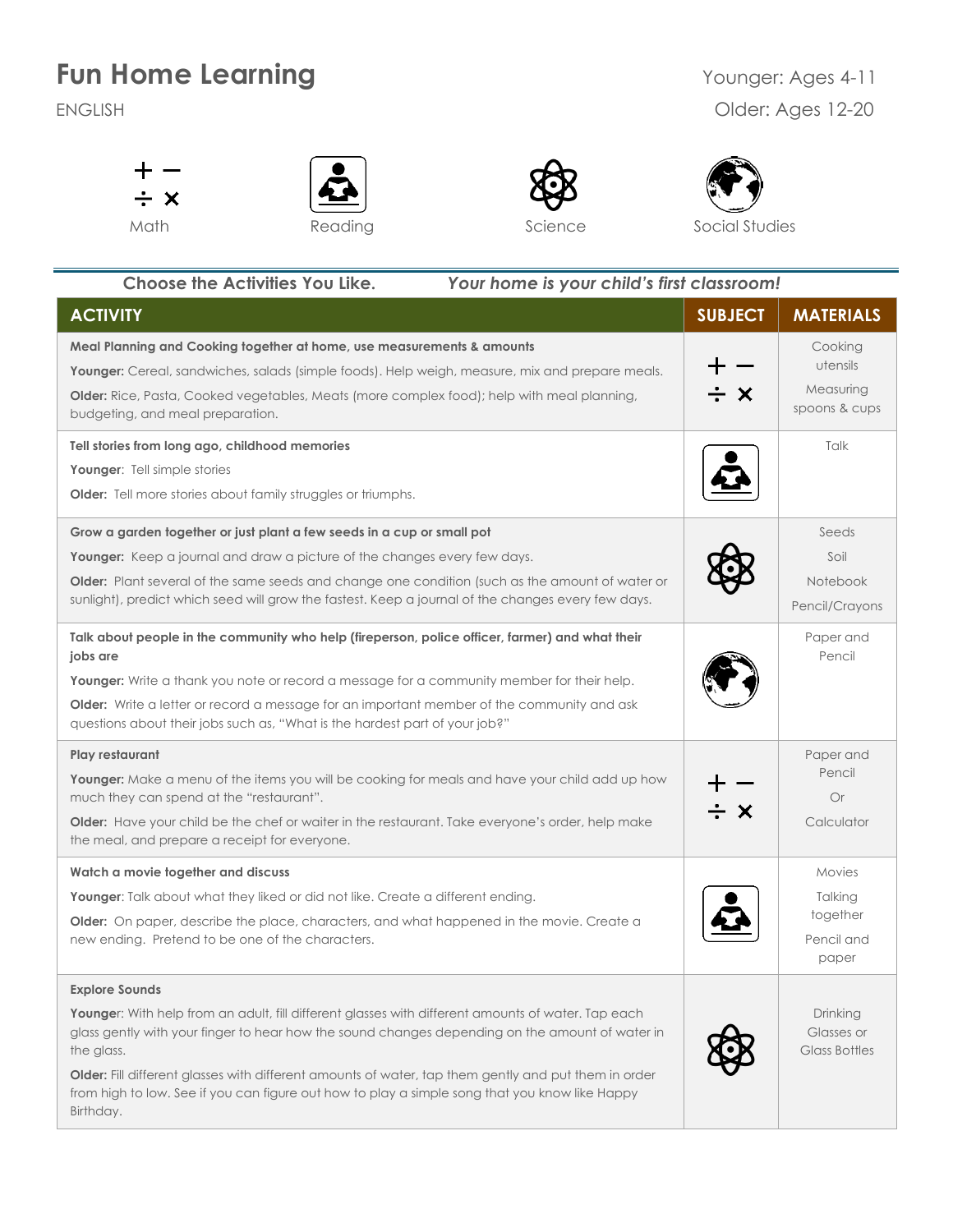# Fun Home Learning

ENGLISH

Younger: Ages 4-11
Older: Ages 12-20

Math | Reading | Science | Social Studies

**Choose the Activities You Like.** ***Your home is your child's first classroom!***

| ACTIVITY | SUBJECT | MATERIALS |
|---|---|---|
| **Meal Planning and Cooking together at home, use measurements & amounts**<br>**Younger:** Cereal, sandwiches, salads (simple foods). Help weigh, measure, mix and prepare meals.<br>**Older:** Rice, Pasta, Cooked vegetables, Meats (more complex food); help with meal planning, budgeting, and meal preparation. | Math | Cooking utensils<br>Measuring spoons & cups |
| **Tell stories from long ago, childhood memories**<br>**Younger**: Tell simple stories<br>**Older:** Tell more stories about family struggles or triumphs. | Reading | Talk |
| **Grow a garden together or just plant a few seeds in a cup or small pot**<br>**Younger:** Keep a journal and draw a picture of the changes every few days.<br>**Older:** Plant several of the same seeds and change one condition (such as the amount of water or sunlight), predict which seed will grow the fastest. Keep a journal of the changes every few days. | Science | Seeds<br>Soil<br>Notebook<br>Pencil/Crayons |
| **Talk about people in the community who help (fireperson, police officer, farmer) and what their jobs are**<br>**Younger:** Write a thank you note or record a message for a community member for their help.<br>**Older:** Write a letter or record a message for an important member of the community and ask questions about their jobs such as, "What is the hardest part of your job?" | Social Studies | Paper and Pencil |
| **Play restaurant**<br>**Younger:** Make a menu of the items you will be cooking for meals and have your child add up how much they can spend at the "restaurant".<br>**Older:** Have your child be the chef or waiter in the restaurant. Take everyone's order, help make the meal, and prepare a receipt for everyone. | Math | Paper and Pencil<br>Or<br>Calculator |
| **Watch a movie together and discuss**<br>**Younger**: Talk about what they liked or did not like. Create a different ending.<br>**Older:** On paper, describe the place, characters, and what happened in the movie. Create a new ending. Pretend to be one of the characters. | Reading | Movies<br>Talking together<br>Pencil and paper |
| **Explore Sounds**<br>**Younger**: With help from an adult, fill different glasses with different amounts of water. Tap each glass gently with your finger to hear how the sound changes depending on the amount of water in the glass.<br>**Older:** Fill different glasses with different amounts of water, tap them gently and put them in order from high to low. See if you can figure out how to play a simple song that you know like Happy Birthday. | Science | Drinking Glasses or Glass Bottles |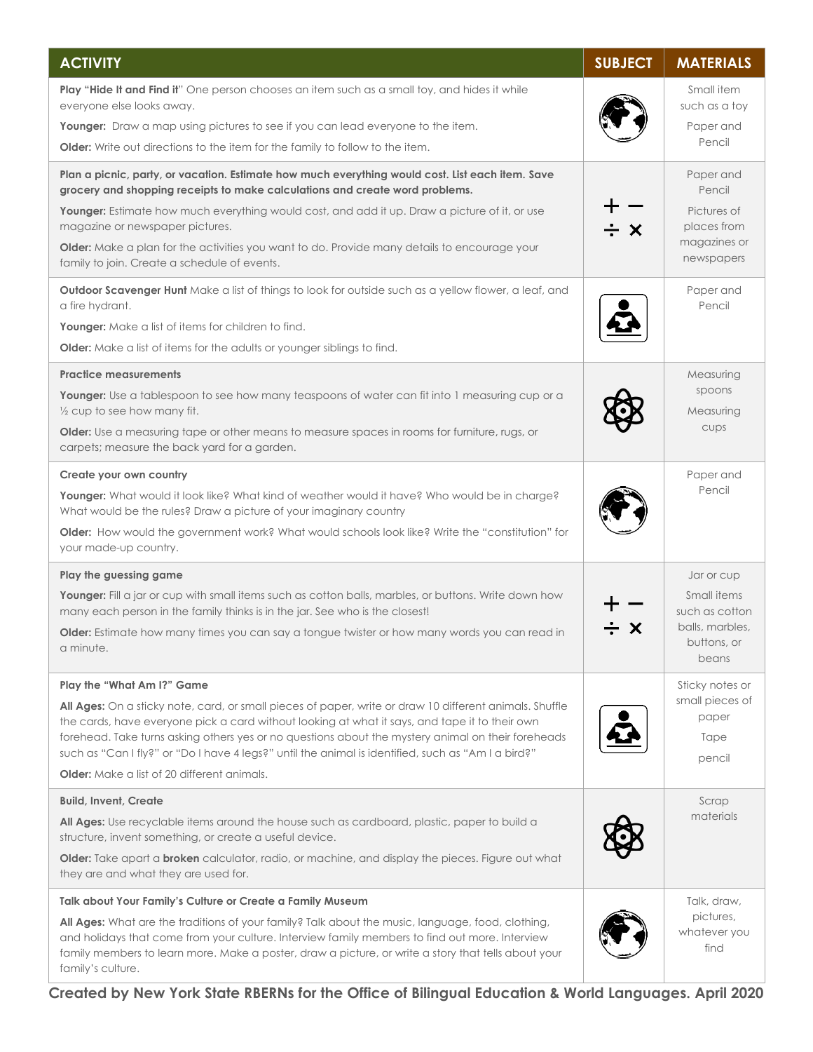| ACTIVITY | SUBJECT | MATERIALS |
|---|---|---|
| **Play "Hide It and Find it"** One person chooses an item such as a small toy, and hides it while everyone else looks away.<br>**Younger:** Draw a map using pictures to see if you can lead everyone to the item.<br>**Older:** Write out directions to the item for the family to follow to the item. | | Small item such as a toy<br>Paper and Pencil |
| **Plan a picnic, party, or vacation. Estimate how much everything would cost. List each item. Save grocery and shopping receipts to make calculations and create word problems.**<br>**Younger:** Estimate how much everything would cost, and add it up. Draw a picture of it, or use magazine or newspaper pictures.<br>**Older:** Make a plan for the activities you want to do. Provide many details to encourage your family to join. Create a schedule of events. | + − ÷ × | Paper and Pencil<br>Pictures of places from magazines or newspapers |
| **Outdoor Scavenger Hunt** Make a list of things to look for outside such as a yellow flower, a leaf, and a fire hydrant.<br>**Younger:** Make a list of items for children to find.<br>**Older:** Make a list of items for the adults or younger siblings to find. | | Paper and Pencil |
| **Practice measurements**<br>**Younger:** Use a tablespoon to see how many teaspoons of water can fit into 1 measuring cup or a ½ cup to see how many fit.<br>**Older:** Use a measuring tape or other means to measure spaces in rooms for furniture, rugs, or carpets; measure the back yard for a garden. | | Measuring spoons<br>Measuring cups |
| **Create your own country**<br>**Younger:** What would it look like? What kind of weather would it have? Who would be in charge? What would be the rules? Draw a picture of your imaginary country<br>**Older:** How would the government work? What would schools look like? Write the "constitution" for your made-up country. | | Paper and Pencil |
| **Play the guessing game**<br>**Younger:** Fill a jar or cup with small items such as cotton balls, marbles, or buttons. Write down how many each person in the family thinks is in the jar. See who is the closest!<br>**Older:** Estimate how many times you can say a tongue twister or how many words you can read in a minute. | + − ÷ × | Jar or cup<br>Small items such as cotton balls, marbles, buttons, or beans |
| **Play the "What Am I?" Game**<br>**All Ages:** On a sticky note, card, or small pieces of paper, write or draw 10 different animals. Shuffle the cards, have everyone pick a card without looking at what it says, and tape it to their own forehead. Take turns asking others yes or no questions about the mystery animal on their foreheads such as "Can I fly?" or "Do I have 4 legs?" until the animal is identified, such as "Am I a bird?"<br>**Older:** Make a list of 20 different animals. | | Sticky notes or small pieces of paper<br>Tape<br>pencil |
| **Build, Invent, Create**<br>**All Ages:** Use recyclable items around the house such as cardboard, plastic, paper to build a structure, invent something, or create a useful device.<br>**Older:** Take apart a **broken** calculator, radio, or machine, and display the pieces. Figure out what they are and what they are used for. | | Scrap materials |
| **Talk about Your Family's Culture or Create a Family Museum**<br>**All Ages:** What are the traditions of your family? Talk about the music, language, food, clothing, and holidays that come from your culture. Interview family members to find out more. Interview family members to learn more. Make a poster, draw a picture, or write a story that tells about your family's culture. | | Talk, draw, pictures, whatever you find |

**Created by New York State RBERNs for the Office of Bilingual Education & World Languages. April 2020**